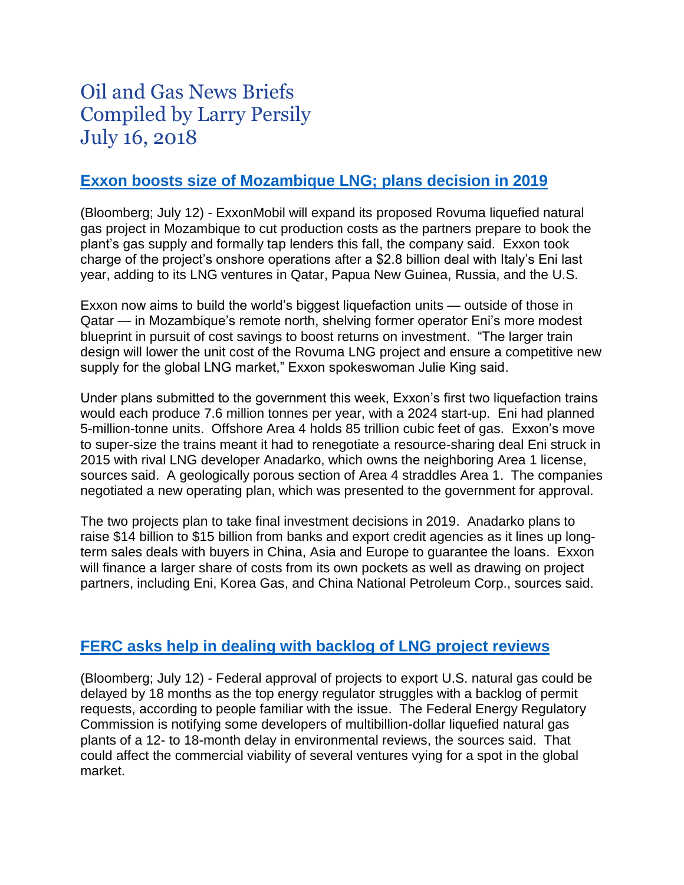# Oil and Gas News Briefs
# Compiled by Larry Persily
# July 16, 2018

## Exxon boosts size of Mozambique LNG; plans decision in 2019

(Bloomberg; July 12) - ExxonMobil will expand its proposed Rovuma liquefied natural gas project in Mozambique to cut production costs as the partners prepare to book the plant's gas supply and formally tap lenders this fall, the company said. Exxon took charge of the project's onshore operations after a $2.8 billion deal with Italy's Eni last year, adding to its LNG ventures in Qatar, Papua New Guinea, Russia, and the U.S.

Exxon now aims to build the world's biggest liquefaction units — outside of those in Qatar — in Mozambique's remote north, shelving former operator Eni's more modest blueprint in pursuit of cost savings to boost returns on investment. "The larger train design will lower the unit cost of the Rovuma LNG project and ensure a competitive new supply for the global LNG market," Exxon spokeswoman Julie King said.

Under plans submitted to the government this week, Exxon's first two liquefaction trains would each produce 7.6 million tonnes per year, with a 2024 start-up. Eni had planned 5-million-tonne units. Offshore Area 4 holds 85 trillion cubic feet of gas. Exxon's move to super-size the trains meant it had to renegotiate a resource-sharing deal Eni struck in 2015 with rival LNG developer Anadarko, which owns the neighboring Area 1 license, sources said. A geologically porous section of Area 4 straddles Area 1. The companies negotiated a new operating plan, which was presented to the government for approval.

The two projects plan to take final investment decisions in 2019. Anadarko plans to raise $14 billion to $15 billion from banks and export credit agencies as it lines up long-term sales deals with buyers in China, Asia and Europe to guarantee the loans. Exxon will finance a larger share of costs from its own pockets as well as drawing on project partners, including Eni, Korea Gas, and China National Petroleum Corp., sources said.

## FERC asks help in dealing with backlog of LNG project reviews

(Bloomberg; July 12) - Federal approval of projects to export U.S. natural gas could be delayed by 18 months as the top energy regulator struggles with a backlog of permit requests, according to people familiar with the issue. The Federal Energy Regulatory Commission is notifying some developers of multibillion-dollar liquefied natural gas plants of a 12- to 18-month delay in environmental reviews, the sources said. That could affect the commercial viability of several ventures vying for a spot in the global market.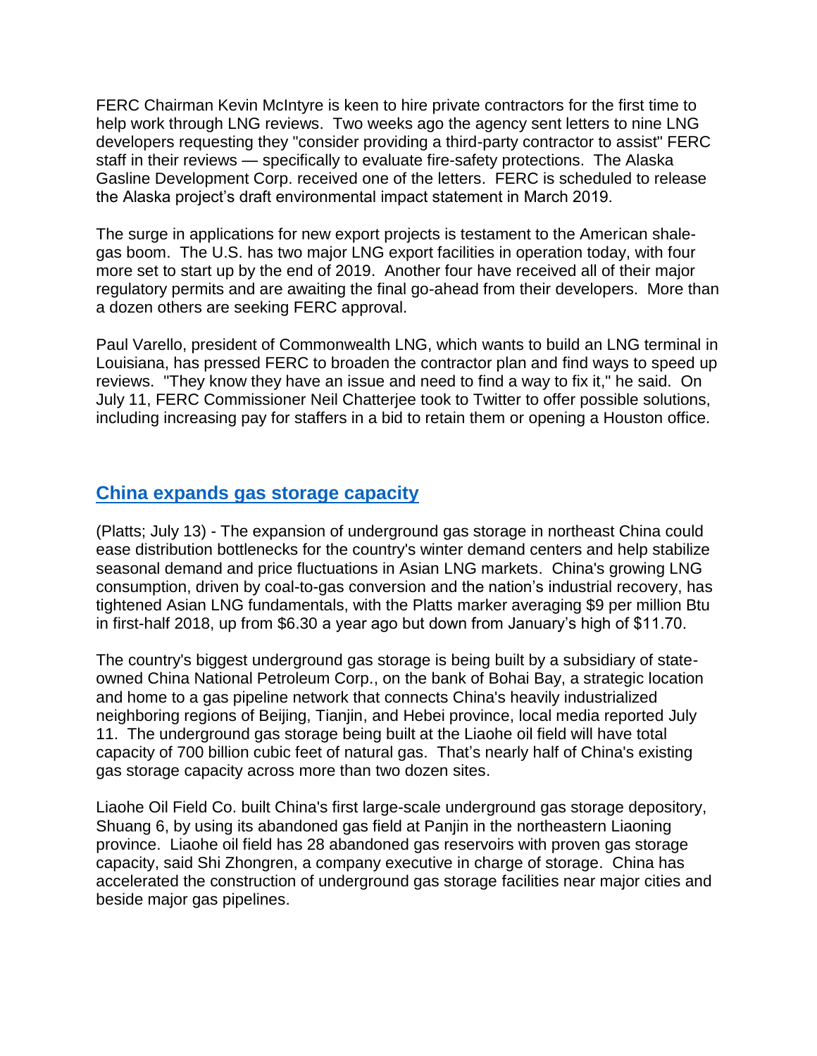FERC Chairman Kevin McIntyre is keen to hire private contractors for the first time to help work through LNG reviews. Two weeks ago the agency sent letters to nine LNG developers requesting they "consider providing a third-party contractor to assist" FERC staff in their reviews — specifically to evaluate fire-safety protections. The Alaska Gasline Development Corp. received one of the letters. FERC is scheduled to release the Alaska project's draft environmental impact statement in March 2019.

The surge in applications for new export projects is testament to the American shale-gas boom. The U.S. has two major LNG export facilities in operation today, with four more set to start up by the end of 2019. Another four have received all of their major regulatory permits and are awaiting the final go-ahead from their developers. More than a dozen others are seeking FERC approval.

Paul Varello, president of Commonwealth LNG, which wants to build an LNG terminal in Louisiana, has pressed FERC to broaden the contractor plan and find ways to speed up reviews. "They know they have an issue and need to find a way to fix it," he said. On July 11, FERC Commissioner Neil Chatterjee took to Twitter to offer possible solutions, including increasing pay for staffers in a bid to retain them or opening a Houston office.

## China expands gas storage capacity

(Platts; July 13) - The expansion of underground gas storage in northeast China could ease distribution bottlenecks for the country's winter demand centers and help stabilize seasonal demand and price fluctuations in Asian LNG markets. China's growing LNG consumption, driven by coal-to-gas conversion and the nation's industrial recovery, has tightened Asian LNG fundamentals, with the Platts marker averaging $9 per million Btu in first-half 2018, up from $6.30 a year ago but down from January's high of $11.70.

The country's biggest underground gas storage is being built by a subsidiary of state-owned China National Petroleum Corp., on the bank of Bohai Bay, a strategic location and home to a gas pipeline network that connects China's heavily industrialized neighboring regions of Beijing, Tianjin, and Hebei province, local media reported July 11. The underground gas storage being built at the Liaohe oil field will have total capacity of 700 billion cubic feet of natural gas. That's nearly half of China's existing gas storage capacity across more than two dozen sites.

Liaohe Oil Field Co. built China's first large-scale underground gas storage depository, Shuang 6, by using its abandoned gas field at Panjin in the northeastern Liaoning province. Liaohe oil field has 28 abandoned gas reservoirs with proven gas storage capacity, said Shi Zhongren, a company executive in charge of storage. China has accelerated the construction of underground gas storage facilities near major cities and beside major gas pipelines.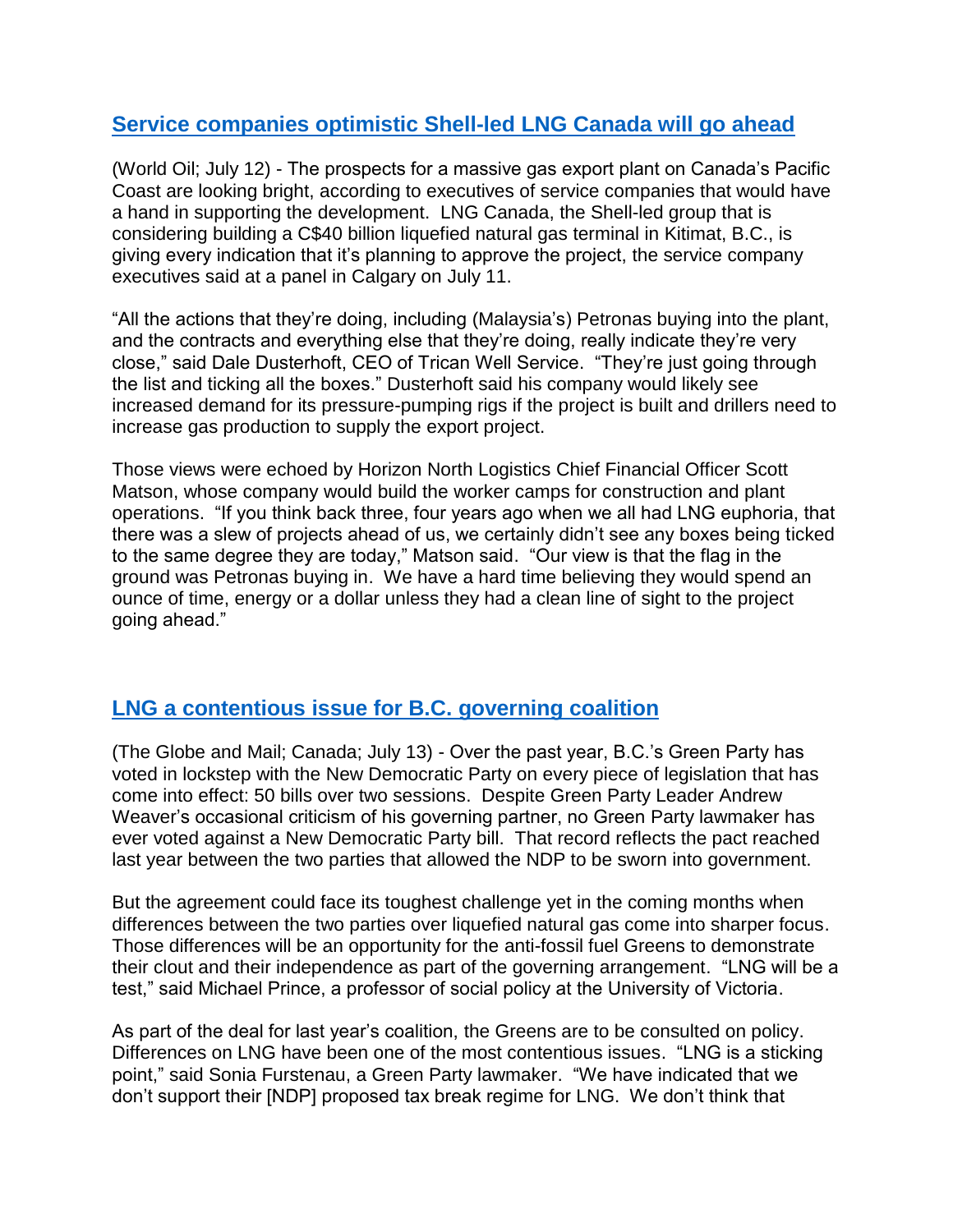## Service companies optimistic Shell-led LNG Canada will go ahead

(World Oil; July 12) - The prospects for a massive gas export plant on Canada's Pacific Coast are looking bright, according to executives of service companies that would have a hand in supporting the development. LNG Canada, the Shell-led group that is considering building a C$40 billion liquefied natural gas terminal in Kitimat, B.C., is giving every indication that it's planning to approve the project, the service company executives said at a panel in Calgary on July 11.

"All the actions that they're doing, including (Malaysia's) Petronas buying into the plant, and the contracts and everything else that they're doing, really indicate they're very close," said Dale Dusterhoft, CEO of Trican Well Service. "They're just going through the list and ticking all the boxes." Dusterhoft said his company would likely see increased demand for its pressure-pumping rigs if the project is built and drillers need to increase gas production to supply the export project.

Those views were echoed by Horizon North Logistics Chief Financial Officer Scott Matson, whose company would build the worker camps for construction and plant operations. "If you think back three, four years ago when we all had LNG euphoria, that there was a slew of projects ahead of us, we certainly didn't see any boxes being ticked to the same degree they are today," Matson said. "Our view is that the flag in the ground was Petronas buying in. We have a hard time believing they would spend an ounce of time, energy or a dollar unless they had a clean line of sight to the project going ahead."

## LNG a contentious issue for B.C. governing coalition

(The Globe and Mail; Canada; July 13) - Over the past year, B.C.'s Green Party has voted in lockstep with the New Democratic Party on every piece of legislation that has come into effect: 50 bills over two sessions. Despite Green Party Leader Andrew Weaver's occasional criticism of his governing partner, no Green Party lawmaker has ever voted against a New Democratic Party bill. That record reflects the pact reached last year between the two parties that allowed the NDP to be sworn into government.

But the agreement could face its toughest challenge yet in the coming months when differences between the two parties over liquefied natural gas come into sharper focus. Those differences will be an opportunity for the anti-fossil fuel Greens to demonstrate their clout and their independence as part of the governing arrangement. "LNG will be a test," said Michael Prince, a professor of social policy at the University of Victoria.

As part of the deal for last year's coalition, the Greens are to be consulted on policy. Differences on LNG have been one of the most contentious issues. "LNG is a sticking point," said Sonia Furstenau, a Green Party lawmaker. "We have indicated that we don't support their [NDP] proposed tax break regime for LNG. We don't think that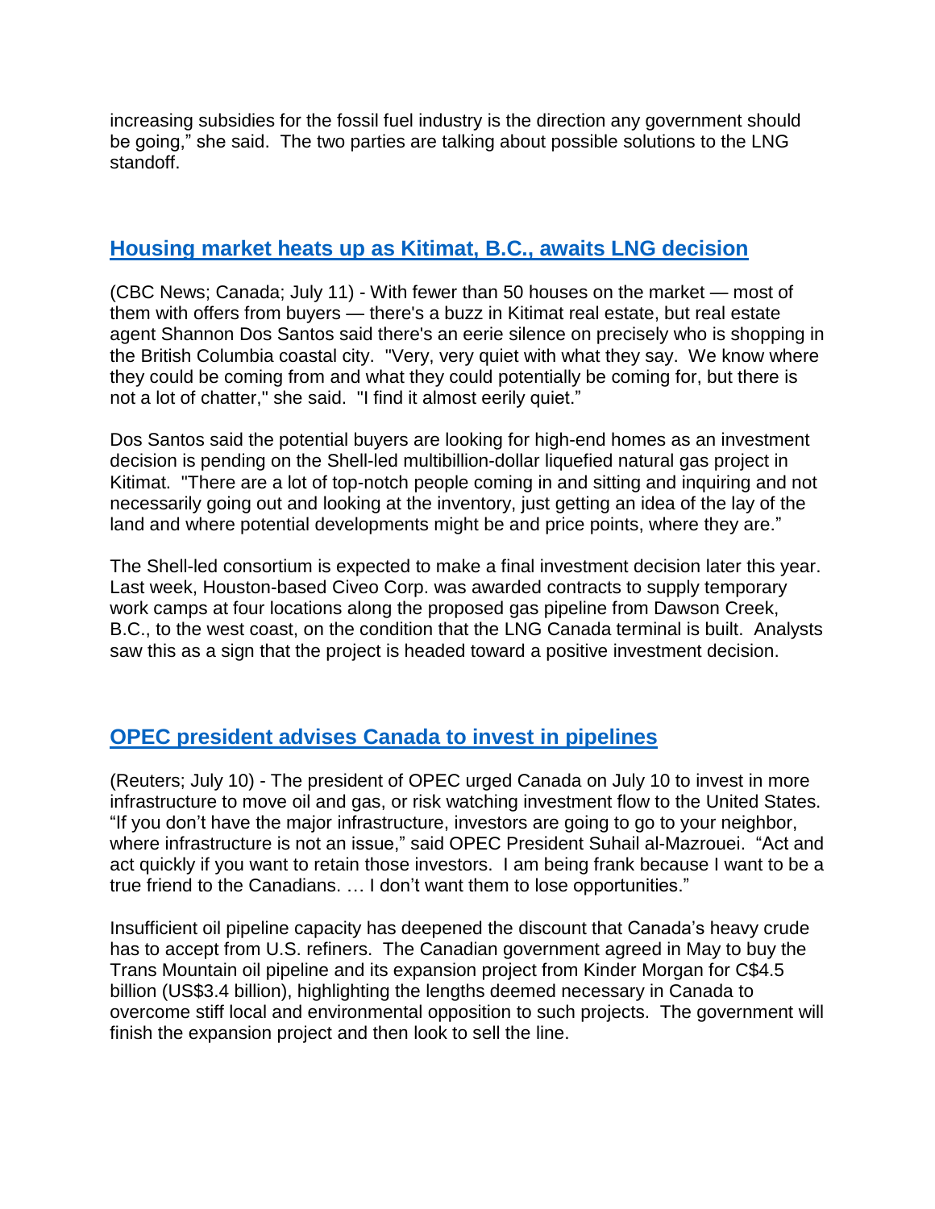increasing subsidies for the fossil fuel industry is the direction any government should be going," she said. The two parties are talking about possible solutions to the LNG standoff.

## Housing market heats up as Kitimat, B.C., awaits LNG decision

(CBC News; Canada; July 11) - With fewer than 50 houses on the market — most of them with offers from buyers — there's a buzz in Kitimat real estate, but real estate agent Shannon Dos Santos said there's an eerie silence on precisely who is shopping in the British Columbia coastal city. "Very, very quiet with what they say. We know where they could be coming from and what they could potentially be coming for, but there is not a lot of chatter," she said. "I find it almost eerily quiet."

Dos Santos said the potential buyers are looking for high-end homes as an investment decision is pending on the Shell-led multibillion-dollar liquefied natural gas project in Kitimat. "There are a lot of top-notch people coming in and sitting and inquiring and not necessarily going out and looking at the inventory, just getting an idea of the lay of the land and where potential developments might be and price points, where they are."

The Shell-led consortium is expected to make a final investment decision later this year. Last week, Houston-based Civeo Corp. was awarded contracts to supply temporary work camps at four locations along the proposed gas pipeline from Dawson Creek, B.C., to the west coast, on the condition that the LNG Canada terminal is built. Analysts saw this as a sign that the project is headed toward a positive investment decision.

## OPEC president advises Canada to invest in pipelines

(Reuters; July 10) - The president of OPEC urged Canada on July 10 to invest in more infrastructure to move oil and gas, or risk watching investment flow to the United States. "If you don't have the major infrastructure, investors are going to go to your neighbor, where infrastructure is not an issue," said OPEC President Suhail al-Mazrouei. "Act and act quickly if you want to retain those investors. I am being frank because I want to be a true friend to the Canadians. … I don't want them to lose opportunities."

Insufficient oil pipeline capacity has deepened the discount that Canada's heavy crude has to accept from U.S. refiners. The Canadian government agreed in May to buy the Trans Mountain oil pipeline and its expansion project from Kinder Morgan for C$4.5 billion (US$3.4 billion), highlighting the lengths deemed necessary in Canada to overcome stiff local and environmental opposition to such projects. The government will finish the expansion project and then look to sell the line.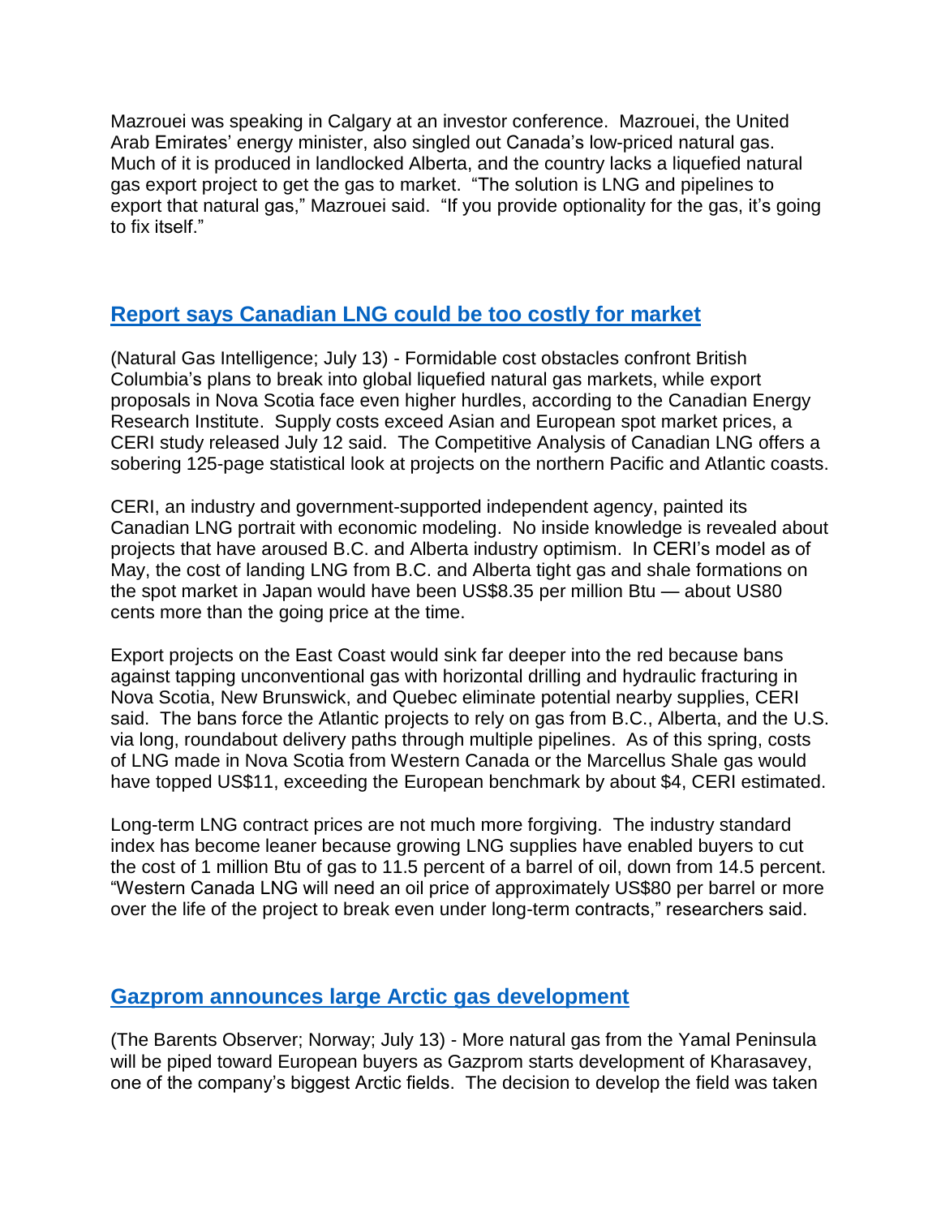Mazrouei was speaking in Calgary at an investor conference. Mazrouei, the United Arab Emirates' energy minister, also singled out Canada's low-priced natural gas. Much of it is produced in landlocked Alberta, and the country lacks a liquefied natural gas export project to get the gas to market. "The solution is LNG and pipelines to export that natural gas," Mazrouei said. "If you provide optionality for the gas, it's going to fix itself."

## Report says Canadian LNG could be too costly for market

(Natural Gas Intelligence; July 13) - Formidable cost obstacles confront British Columbia's plans to break into global liquefied natural gas markets, while export proposals in Nova Scotia face even higher hurdles, according to the Canadian Energy Research Institute. Supply costs exceed Asian and European spot market prices, a CERI study released July 12 said. The Competitive Analysis of Canadian LNG offers a sobering 125-page statistical look at projects on the northern Pacific and Atlantic coasts.

CERI, an industry and government-supported independent agency, painted its Canadian LNG portrait with economic modeling. No inside knowledge is revealed about projects that have aroused B.C. and Alberta industry optimism. In CERI's model as of May, the cost of landing LNG from B.C. and Alberta tight gas and shale formations on the spot market in Japan would have been US$8.35 per million Btu — about US80 cents more than the going price at the time.

Export projects on the East Coast would sink far deeper into the red because bans against tapping unconventional gas with horizontal drilling and hydraulic fracturing in Nova Scotia, New Brunswick, and Quebec eliminate potential nearby supplies, CERI said. The bans force the Atlantic projects to rely on gas from B.C., Alberta, and the U.S. via long, roundabout delivery paths through multiple pipelines. As of this spring, costs of LNG made in Nova Scotia from Western Canada or the Marcellus Shale gas would have topped US$11, exceeding the European benchmark by about $4, CERI estimated.

Long-term LNG contract prices are not much more forgiving. The industry standard index has become leaner because growing LNG supplies have enabled buyers to cut the cost of 1 million Btu of gas to 11.5 percent of a barrel of oil, down from 14.5 percent. "Western Canada LNG will need an oil price of approximately US$80 per barrel or more over the life of the project to break even under long-term contracts," researchers said.

## Gazprom announces large Arctic gas development

(The Barents Observer; Norway; July 13) - More natural gas from the Yamal Peninsula will be piped toward European buyers as Gazprom starts development of Kharasavey, one of the company's biggest Arctic fields. The decision to develop the field was taken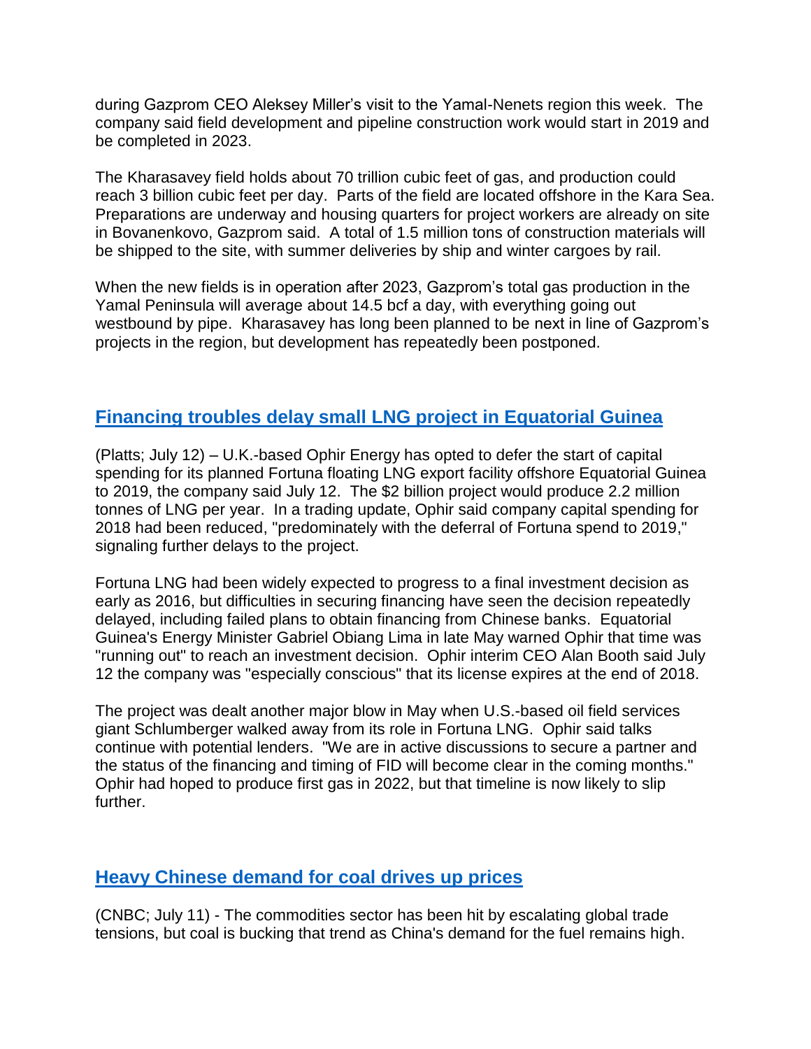during Gazprom CEO Aleksey Miller's visit to the Yamal-Nenets region this week. The company said field development and pipeline construction work would start in 2019 and be completed in 2023.

The Kharasavey field holds about 70 trillion cubic feet of gas, and production could reach 3 billion cubic feet per day. Parts of the field are located offshore in the Kara Sea. Preparations are underway and housing quarters for project workers are already on site in Bovanenkovo, Gazprom said. A total of 1.5 million tons of construction materials will be shipped to the site, with summer deliveries by ship and winter cargoes by rail.

When the new fields is in operation after 2023, Gazprom's total gas production in the Yamal Peninsula will average about 14.5 bcf a day, with everything going out westbound by pipe. Kharasavey has long been planned to be next in line of Gazprom's projects in the region, but development has repeatedly been postponed.

## Financing troubles delay small LNG project in Equatorial Guinea

(Platts; July 12) – U.K.-based Ophir Energy has opted to defer the start of capital spending for its planned Fortuna floating LNG export facility offshore Equatorial Guinea to 2019, the company said July 12. The $2 billion project would produce 2.2 million tonnes of LNG per year. In a trading update, Ophir said company capital spending for 2018 had been reduced, "predominately with the deferral of Fortuna spend to 2019," signaling further delays to the project.

Fortuna LNG had been widely expected to progress to a final investment decision as early as 2016, but difficulties in securing financing have seen the decision repeatedly delayed, including failed plans to obtain financing from Chinese banks. Equatorial Guinea's Energy Minister Gabriel Obiang Lima in late May warned Ophir that time was "running out" to reach an investment decision. Ophir interim CEO Alan Booth said July 12 the company was "especially conscious" that its license expires at the end of 2018.

The project was dealt another major blow in May when U.S.-based oil field services giant Schlumberger walked away from its role in Fortuna LNG. Ophir said talks continue with potential lenders. "We are in active discussions to secure a partner and the status of the financing and timing of FID will become clear in the coming months." Ophir had hoped to produce first gas in 2022, but that timeline is now likely to slip further.

## Heavy Chinese demand for coal drives up prices

(CNBC; July 11) - The commodities sector has been hit by escalating global trade tensions, but coal is bucking that trend as China's demand for the fuel remains high.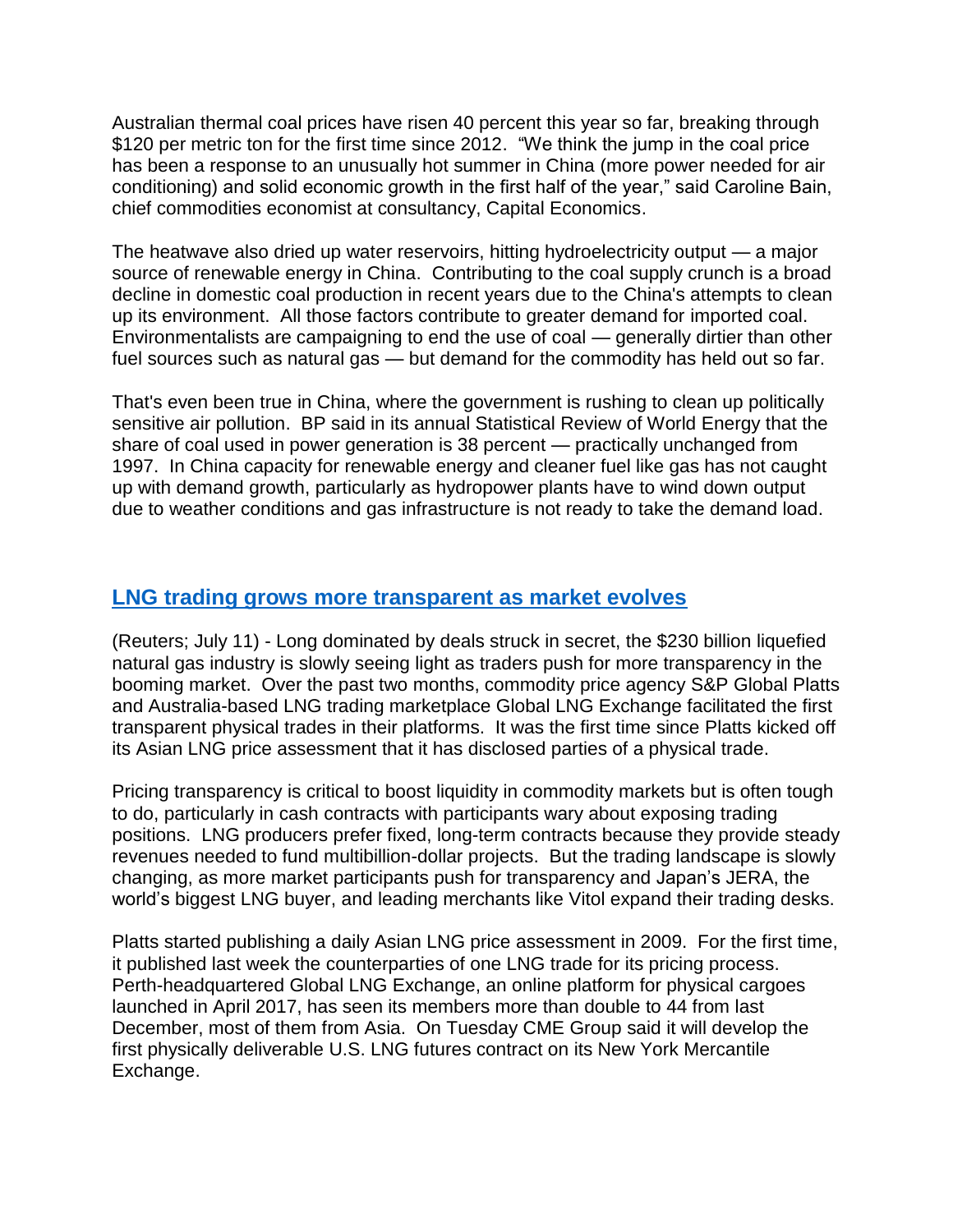Australian thermal coal prices have risen 40 percent this year so far, breaking through $120 per metric ton for the first time since 2012. "We think the jump in the coal price has been a response to an unusually hot summer in China (more power needed for air conditioning) and solid economic growth in the first half of the year," said Caroline Bain, chief commodities economist at consultancy, Capital Economics.

The heatwave also dried up water reservoirs, hitting hydroelectricity output — a major source of renewable energy in China. Contributing to the coal supply crunch is a broad decline in domestic coal production in recent years due to the China's attempts to clean up its environment. All those factors contribute to greater demand for imported coal. Environmentalists are campaigning to end the use of coal — generally dirtier than other fuel sources such as natural gas — but demand for the commodity has held out so far.

That's even been true in China, where the government is rushing to clean up politically sensitive air pollution. BP said in its annual Statistical Review of World Energy that the share of coal used in power generation is 38 percent — practically unchanged from 1997. In China capacity for renewable energy and cleaner fuel like gas has not caught up with demand growth, particularly as hydropower plants have to wind down output due to weather conditions and gas infrastructure is not ready to take the demand load.

## LNG trading grows more transparent as market evolves

(Reuters; July 11) - Long dominated by deals struck in secret, the $230 billion liquefied natural gas industry is slowly seeing light as traders push for more transparency in the booming market. Over the past two months, commodity price agency S&P Global Platts and Australia-based LNG trading marketplace Global LNG Exchange facilitated the first transparent physical trades in their platforms. It was the first time since Platts kicked off its Asian LNG price assessment that it has disclosed parties of a physical trade.

Pricing transparency is critical to boost liquidity in commodity markets but is often tough to do, particularly in cash contracts with participants wary about exposing trading positions. LNG producers prefer fixed, long-term contracts because they provide steady revenues needed to fund multibillion-dollar projects. But the trading landscape is slowly changing, as more market participants push for transparency and Japan's JERA, the world's biggest LNG buyer, and leading merchants like Vitol expand their trading desks.

Platts started publishing a daily Asian LNG price assessment in 2009. For the first time, it published last week the counterparties of one LNG trade for its pricing process. Perth-headquartered Global LNG Exchange, an online platform for physical cargoes launched in April 2017, has seen its members more than double to 44 from last December, most of them from Asia. On Tuesday CME Group said it will develop the first physically deliverable U.S. LNG futures contract on its New York Mercantile Exchange.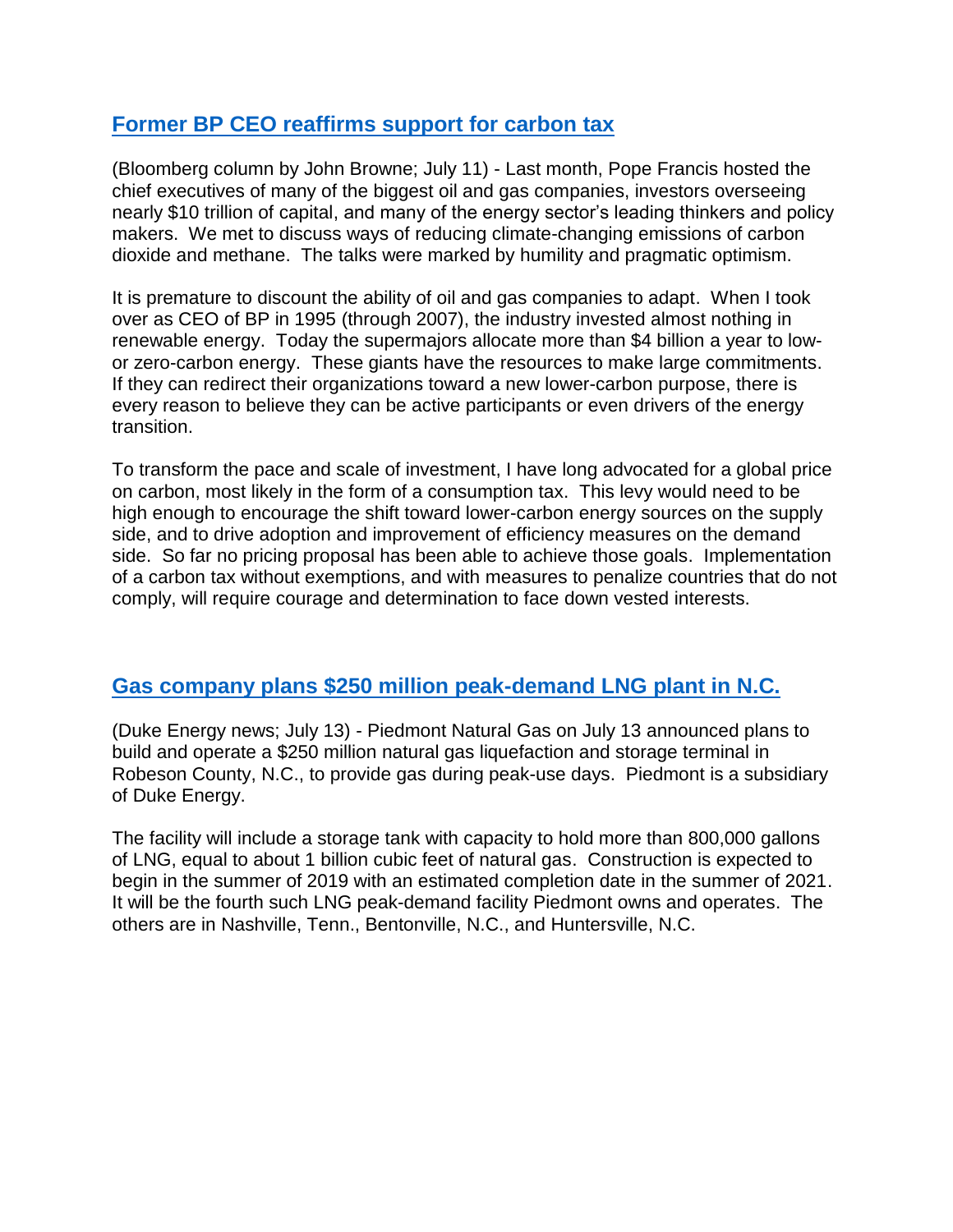## Former BP CEO reaffirms support for carbon tax

(Bloomberg column by John Browne; July 11) - Last month, Pope Francis hosted the chief executives of many of the biggest oil and gas companies, investors overseeing nearly $10 trillion of capital, and many of the energy sector's leading thinkers and policy makers. We met to discuss ways of reducing climate-changing emissions of carbon dioxide and methane. The talks were marked by humility and pragmatic optimism.

It is premature to discount the ability of oil and gas companies to adapt. When I took over as CEO of BP in 1995 (through 2007), the industry invested almost nothing in renewable energy. Today the supermajors allocate more than $4 billion a year to low- or zero-carbon energy. These giants have the resources to make large commitments. If they can redirect their organizations toward a new lower-carbon purpose, there is every reason to believe they can be active participants or even drivers of the energy transition.

To transform the pace and scale of investment, I have long advocated for a global price on carbon, most likely in the form of a consumption tax. This levy would need to be high enough to encourage the shift toward lower-carbon energy sources on the supply side, and to drive adoption and improvement of efficiency measures on the demand side. So far no pricing proposal has been able to achieve those goals. Implementation of a carbon tax without exemptions, and with measures to penalize countries that do not comply, will require courage and determination to face down vested interests.

## Gas company plans $250 million peak-demand LNG plant in N.C.

(Duke Energy news; July 13) - Piedmont Natural Gas on July 13 announced plans to build and operate a $250 million natural gas liquefaction and storage terminal in Robeson County, N.C., to provide gas during peak-use days. Piedmont is a subsidiary of Duke Energy.

The facility will include a storage tank with capacity to hold more than 800,000 gallons of LNG, equal to about 1 billion cubic feet of natural gas. Construction is expected to begin in the summer of 2019 with an estimated completion date in the summer of 2021. It will be the fourth such LNG peak-demand facility Piedmont owns and operates. The others are in Nashville, Tenn., Bentonville, N.C., and Huntersville, N.C.